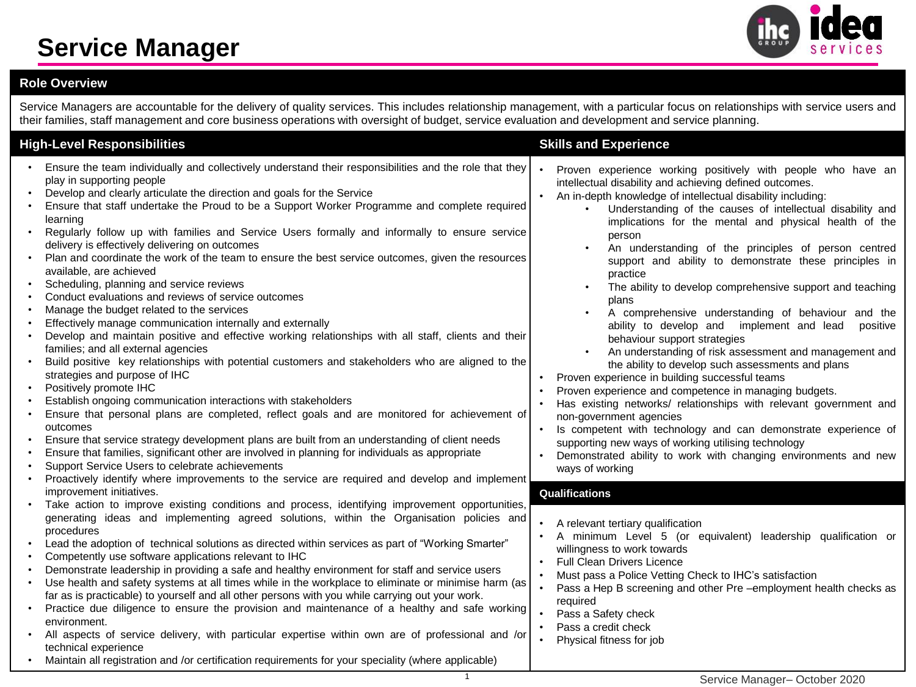# Service Manager

## Role Overview

Service Managers are accountable for the delivery of quality services. This includes relationship management, with a particular focus on relationships with service users and their families, staff management and core business operations with oversight of budget, service evaluation and development and service planning.

## High-Level Responsibilities

- Ensure the team individually and collectively understand their responsibilities and the role that they play in supporting people
- Develop and clearly articulate the direction and goals for the Service
- Ensure that staff undertake the Proud to be a Support Worker Programme and complete required learning
- Regularly follow up with families and Service Users formally and informally to ensure service delivery is effectively delivering on outcomes
- Plan and coordinate the work of the team to ensure the best service outcomes, given the resources available, are achieved
- Scheduling, planning and service reviews
- Conduct evaluations and reviews of service outcomes
- Manage the budget related to the services
- Effectively manage communication internally and externally
- Develop and maintain positive and effective working relationships with all staff, clients and their families; and all external agencies
- Build positive key relationships with potential customers and stakeholders who are aligned to the strategies and purpose of IHC
- Positively promote IHC
- Establish ongoing communication interactions with stakeholders
- Ensure that personal plans are completed, reflect goals and are monitored for achievement of outcomes
- Ensure that service strategy development plans are built from an understanding of client needs
- Ensure that families, significant other are involved in planning for individuals as appropriate
- Support Service Users to celebrate achievements
- Proactively identify where improvements to the service are required and develop and implement improvement initiatives.
- Take action to improve existing conditions and process, identifying improvement opportunities, generating ideas and implementing agreed solutions, within the Organisation policies and procedures
- Lead the adoption of technical solutions as directed within services as part of "Working Smarter"
- Competently use software applications relevant to IHC
- Demonstrate leadership in providing a safe and healthy environment for staff and service users
- Use health and safety systems at all times while in the workplace to eliminate or minimise harm (as far as is practicable) to yourself and all other persons with you while carrying out your work.
- Practice due diligence to ensure the provision and maintenance of a healthy and safe working environment.
- All aspects of service delivery, with particular expertise within own are of professional and /or technical experience
- Maintain all registration and /or certification requirements for your speciality (where applicable)

## Skills and Experience

- Proven experience working positively with people who have an intellectual disability and achieving defined outcomes.
- An in-depth knowledge of intellectual disability including:
  - Understanding of the causes of intellectual disability and implications for the mental and physical health of the person
  - An understanding of the principles of person centred support and ability to demonstrate these principles in practice
  - The ability to develop comprehensive support and teaching plans
  - A comprehensive understanding of behaviour and the ability to develop and implement and lead positive behaviour support strategies
  - An understanding of risk assessment and management and the ability to develop such assessments and plans
- Proven experience in building successful teams
- Proven experience and competence in managing budgets.
- Has existing networks/ relationships with relevant government and non-government agencies
- Is competent with technology and can demonstrate experience of supporting new ways of working utilising technology
- Demonstrated ability to work with changing environments and new ways of working

## Qualifications

- A relevant tertiary qualification
- A minimum Level 5 (or equivalent) leadership qualification or willingness to work towards
- Full Clean Drivers Licence
- Must pass a Police Vetting Check to IHC's satisfaction
- Pass a Hep B screening and other Pre –employment health checks as required
- Pass a Safety check
- Pass a credit check
- Physical fitness for job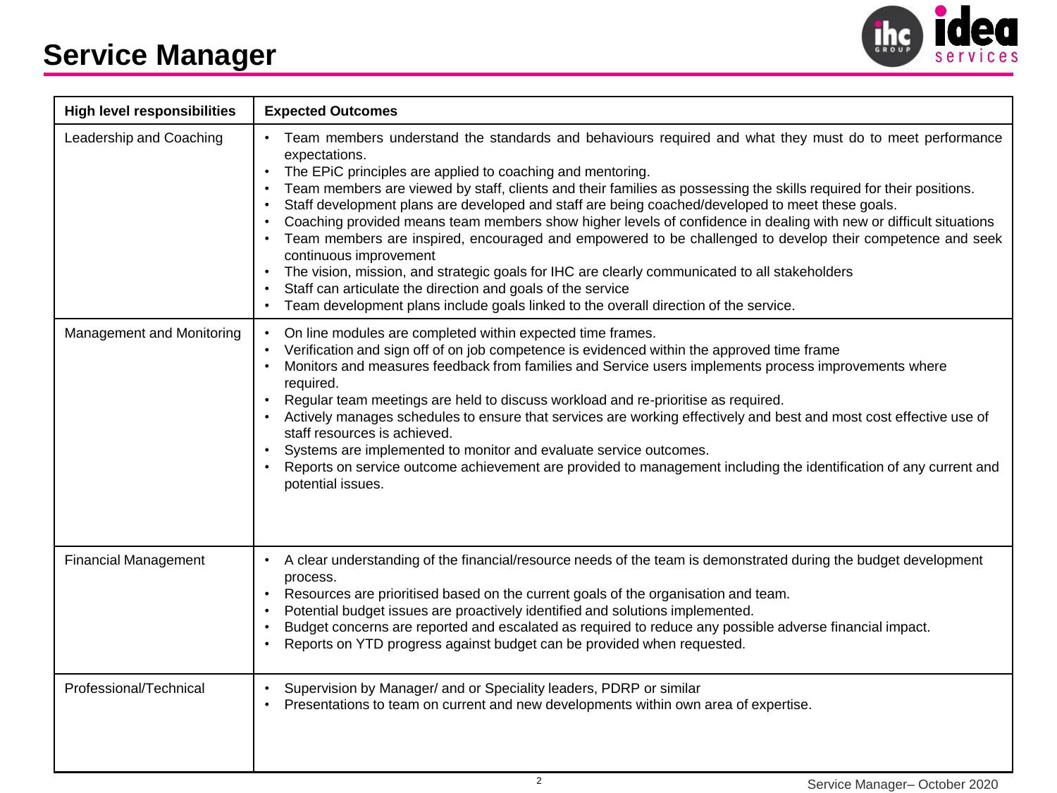# Service Manager

| High level responsibilities | Expected Outcomes |
|---|---|
| Leadership and Coaching | • Team members understand the standards and behaviours required and what they must do to meet performance expectations.<br>• The EPiC principles are applied to coaching and mentoring.<br>• Team members are viewed by staff, clients and their families as possessing the skills required for their positions.<br>• Staff development plans are developed and staff are being coached/developed to meet these goals.<br>• Coaching provided means team members show higher levels of confidence in dealing with new or difficult situations<br>• Team members are inspired, encouraged and empowered to be challenged to develop their competence and seek continuous improvement<br>• The vision, mission, and strategic goals for IHC are clearly communicated to all stakeholders<br>• Staff can articulate the direction and goals of the service<br>• Team development plans include goals linked to the overall direction of the service. |
| Management and Monitoring | • On line modules are completed within expected time frames.<br>• Verification and sign off of on job competence is evidenced within the approved time frame<br>• Monitors and measures feedback from families and Service users implements process improvements where required.<br>• Regular team meetings are held to discuss workload and re-prioritise as required.<br>• Actively manages schedules to ensure that services are working effectively and best and most cost effective use of staff resources is achieved.<br>• Systems are implemented to monitor and evaluate service outcomes.<br>• Reports on service outcome achievement are provided to management including the identification of any current and potential issues. |
| Financial Management | • A clear understanding of the financial/resource needs of the team is demonstrated during the budget development process.<br>• Resources are prioritised based on the current goals of the organisation and team.<br>• Potential budget issues are proactively identified and solutions implemented.<br>• Budget concerns are reported and escalated as required to reduce any possible adverse financial impact.<br>• Reports on YTD progress against budget can be provided when requested. |
| Professional/Technical | • Supervision by Manager/ and or Speciality leaders, PDRP or similar<br>• Presentations to team on current and new developments within own area of expertise. |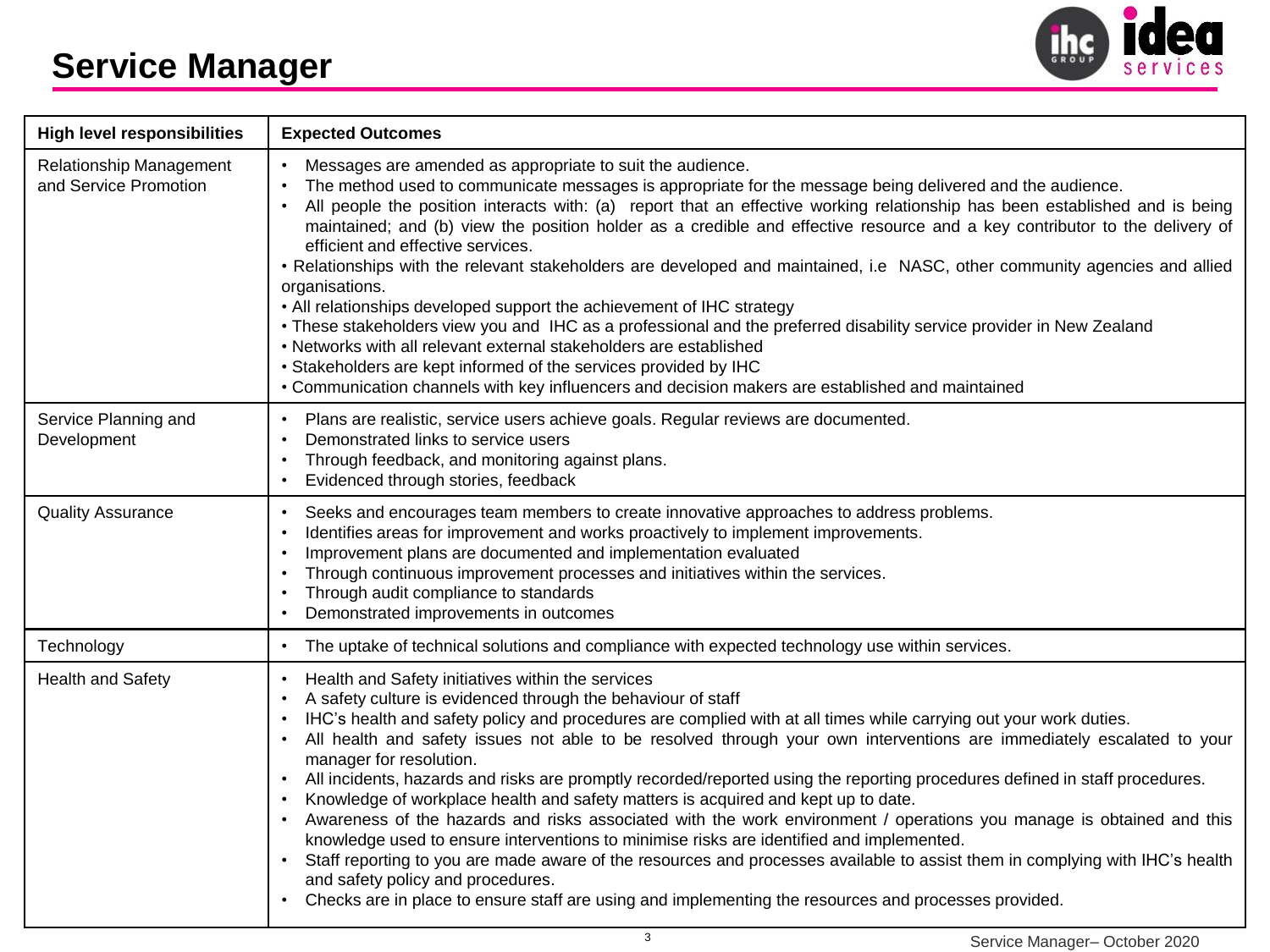# Service Manager

| High level responsibilities | Expected Outcomes |
|---|---|
| Relationship Management and Service Promotion | • Messages are amended as appropriate to suit the audience.<br>• The method used to communicate messages is appropriate for the message being delivered and the audience.<br>• All people the position interacts with: (a) report that an effective working relationship has been established and is being maintained; and (b) view the position holder as a credible and effective resource and a key contributor to the delivery of efficient and effective services.<br>• Relationships with the relevant stakeholders are developed and maintained, i.e NASC, other community agencies and allied organisations.<br>• All relationships developed support the achievement of IHC strategy<br>• These stakeholders view you and IHC as a professional and the preferred disability service provider in New Zealand<br>• Networks with all relevant external stakeholders are established<br>• Stakeholders are kept informed of the services provided by IHC<br>• Communication channels with key influencers and decision makers are established and maintained |
| Service Planning and Development | • Plans are realistic, service users achieve goals. Regular reviews are documented.<br>• Demonstrated links to service users<br>• Through feedback, and monitoring against plans.<br>• Evidenced through stories, feedback |
| Quality Assurance | • Seeks and encourages team members to create innovative approaches to address problems.<br>• Identifies areas for improvement and works proactively to implement improvements.<br>• Improvement plans are documented and implementation evaluated<br>• Through continuous improvement processes and initiatives within the services.<br>• Through audit compliance to standards<br>• Demonstrated improvements in outcomes |
| Technology | • The uptake of technical solutions and compliance with expected technology use within services. |
| Health and Safety | • Health and Safety initiatives within the services<br>• A safety culture is evidenced through the behaviour of staff<br>• IHC's health and safety policy and procedures are complied with at all times while carrying out your work duties.<br>• All health and safety issues not able to be resolved through your own interventions are immediately escalated to your manager for resolution.<br>• All incidents, hazards and risks are promptly recorded/reported using the reporting procedures defined in staff procedures.<br>• Knowledge of workplace health and safety matters is acquired and kept up to date.<br>• Awareness of the hazards and risks associated with the work environment / operations you manage is obtained and this knowledge used to ensure interventions to minimise risks are identified and implemented.<br>• Staff reporting to you are made aware of the resources and processes available to assist them in complying with IHC's health and safety policy and procedures.<br>• Checks are in place to ensure staff are using and implementing the resources and processes provided. |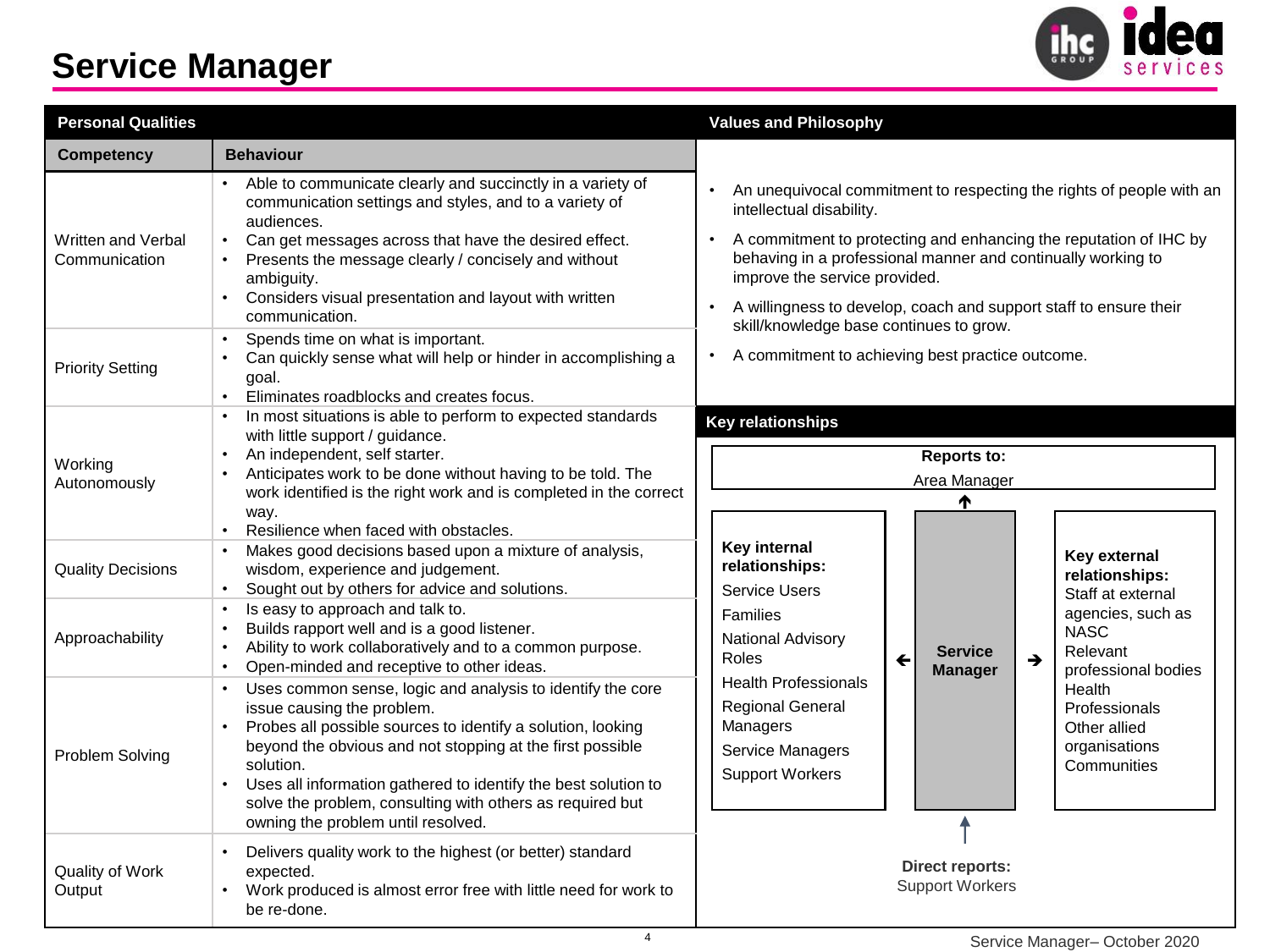# Service Manager

## Personal Qualities

| Competency | Behaviour |
|---|---|
| Written and Verbal Communication | • Able to communicate clearly and succinctly in a variety of communication settings and styles, and to a variety of audiences.<br>• Can get messages across that have the desired effect.<br>• Presents the message clearly / concisely and without ambiguity.<br>• Considers visual presentation and layout with written communication. |
| Priority Setting | • Spends time on what is important.<br>• Can quickly sense what will help or hinder in accomplishing a goal.<br>• Eliminates roadblocks and creates focus. |
| Working Autonomously | • In most situations is able to perform to expected standards with little support / guidance.<br>• An independent, self starter.<br>• Anticipates work to be done without having to be told. The work identified is the right work and is completed in the correct way.<br>• Resilience when faced with obstacles. |
| Quality Decisions | • Makes good decisions based upon a mixture of analysis, wisdom, experience and judgement.<br>• Sought out by others for advice and solutions. |
| Approachability | • Is easy to approach and talk to.<br>• Builds rapport well and is a good listener.<br>• Ability to work collaboratively and to a common purpose.<br>• Open-minded and receptive to other ideas. |
| Problem Solving | • Uses common sense, logic and analysis to identify the core issue causing the problem.<br>• Probes all possible sources to identify a solution, looking beyond the obvious and not stopping at the first possible solution.<br>• Uses all information gathered to identify the best solution to solve the problem, consulting with others as required but owning the problem until resolved. |
| Quality of Work Output | • Delivers quality work to the highest (or better) standard expected.<br>• Work produced is almost error free with little need for work to be re-done. |

## Values and Philosophy

- An unequivocal commitment to respecting the rights of people with an intellectual disability.
- A commitment to protecting and enhancing the reputation of IHC by behaving in a professional manner and continually working to improve the service provided.
- A willingness to develop, coach and support staff to ensure their skill/knowledge base continues to grow.
- A commitment to achieving best practice outcome.

## Key relationships

**Reports to:**
Area Manager

**Service Manager**

**Key internal relationships:**
- Service Users
- Families
- National Advisory Roles
- Health Professionals
- Regional General Managers
- Service Managers
- Support Workers

**Key external relationships:**
- Staff at external agencies, such as NASC
- Relevant professional bodies
- Health Professionals
- Other allied organisations
- Communities

**Direct reports:**
Support Workers

Service Manager– October 2020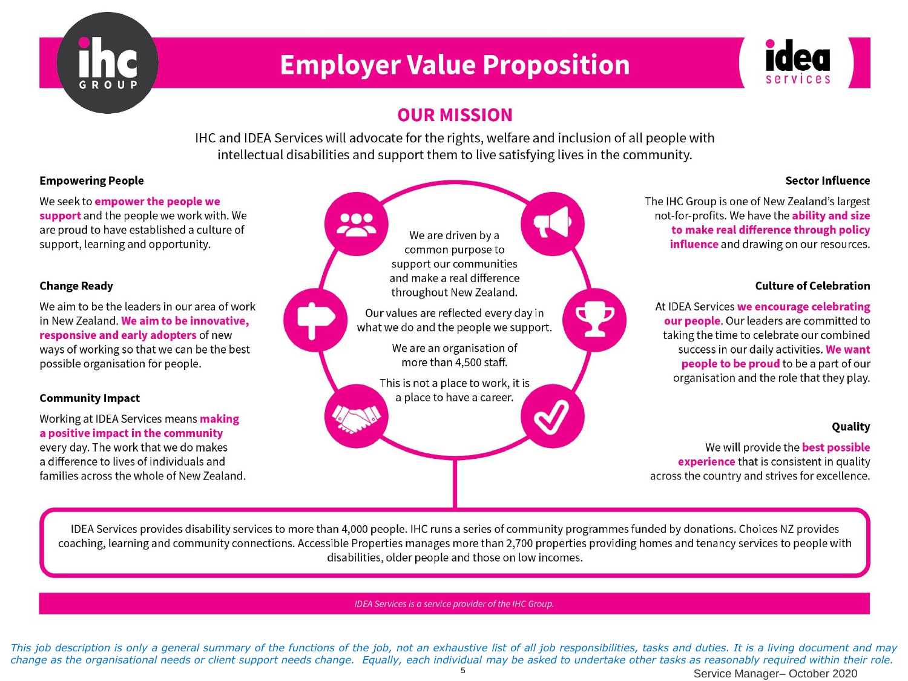# Employer Value Proposition

## OUR MISSION

IHC and IDEA Services will advocate for the rights, welfare and inclusion of all people with intellectual disabilities and support them to live satisfying lives in the community.

**Empowering People**

We seek to **empower the people we support** and the people we work with. We are proud to have established a culture of support, learning and opportunity.

**Change Ready**

We aim to be the leaders in our area of work in New Zealand. **We aim to be innovative, responsive and early adopters** of new ways of working so that we can be the best possible organisation for people.

**Community Impact**

Working at IDEA Services means **making a positive impact in the community** every day. The work that we do makes a difference to lives of individuals and families across the whole of New Zealand.

We are driven by a common purpose to support our communities and make a real difference throughout New Zealand.

Our values are reflected every day in what we do and the people we support.

We are an organisation of more than 4,500 staff.

This is not a place to work, it is a place to have a career.

**Sector Influence**

The IHC Group is one of New Zealand's largest not-for-profits. We have the **ability and size to make real difference through policy influence** and drawing on our resources.

**Culture of Celebration**

At IDEA Services **we encourage celebrating our people**. Our leaders are committed to taking the time to celebrate our combined success in our daily activities. **We want people to be proud** to be a part of our organisation and the role that they play.

**Quality**

We will provide the **best possible experience** that is consistent in quality across the country and strives for excellence.

IDEA Services provides disability services to more than 4,000 people. IHC runs a series of community programmes funded by donations. Choices NZ provides coaching, learning and community connections. Accessible Properties manages more than 2,700 properties providing homes and tenancy services to people with disabilities, older people and those on low incomes.

*IDEA Services is a service provider of the IHC Group.*

*This job description is only a general summary of the functions of the job, not an exhaustive list of all job responsibilities, tasks and duties. It is a living document and may change as the organisational needs or client support needs change. Equally, each individual may be asked to undertake other tasks as reasonably required within their role.*

Service Manager– October 2020